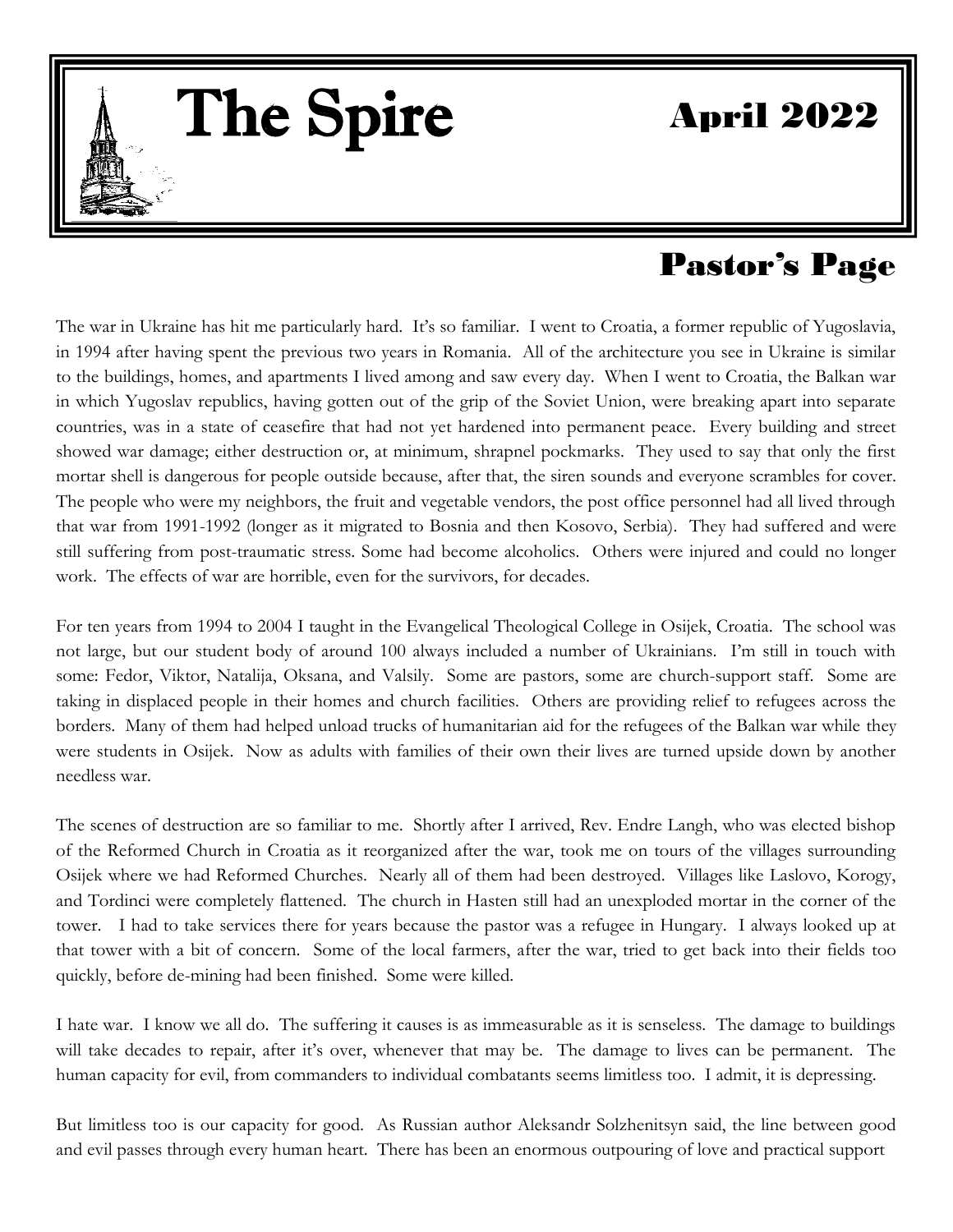# The Spire

April 2022

## Pastor's Page

The war in Ukraine has hit me particularly hard. It's so familiar. I went to Croatia, a former republic of Yugoslavia, in 1994 after having spent the previous two years in Romania. All of the architecture you see in Ukraine is similar to the buildings, homes, and apartments I lived among and saw every day. When I went to Croatia, the Balkan war in which Yugoslav republics, having gotten out of the grip of the Soviet Union, were breaking apart into separate countries, was in a state of ceasefire that had not yet hardened into permanent peace. Every building and street showed war damage; either destruction or, at minimum, shrapnel pockmarks. They used to say that only the first mortar shell is dangerous for people outside because, after that, the siren sounds and everyone scrambles for cover. The people who were my neighbors, the fruit and vegetable vendors, the post office personnel had all lived through that war from 1991-1992 (longer as it migrated to Bosnia and then Kosovo, Serbia). They had suffered and were still suffering from post-traumatic stress. Some had become alcoholics. Others were injured and could no longer work. The effects of war are horrible, even for the survivors, for decades.

For ten years from 1994 to 2004 I taught in the Evangelical Theological College in Osijek, Croatia. The school was not large, but our student body of around 100 always included a number of Ukrainians. I'm still in touch with some: Fedor, Viktor, Natalija, Oksana, and Valsily. Some are pastors, some are church-support staff. Some are taking in displaced people in their homes and church facilities. Others are providing relief to refugees across the borders. Many of them had helped unload trucks of humanitarian aid for the refugees of the Balkan war while they were students in Osijek. Now as adults with families of their own their lives are turned upside down by another needless war.

The scenes of destruction are so familiar to me. Shortly after I arrived, Rev. Endre Langh, who was elected bishop of the Reformed Church in Croatia as it reorganized after the war, took me on tours of the villages surrounding Osijek where we had Reformed Churches. Nearly all of them had been destroyed. Villages like Laslovo, Korogy, and Tordinci were completely flattened. The church in Hasten still had an unexploded mortar in the corner of the tower. I had to take services there for years because the pastor was a refugee in Hungary. I always looked up at that tower with a bit of concern. Some of the local farmers, after the war, tried to get back into their fields too quickly, before de-mining had been finished. Some were killed.

I hate war. I know we all do. The suffering it causes is as immeasurable as it is senseless. The damage to buildings will take decades to repair, after it's over, whenever that may be. The damage to lives can be permanent. The human capacity for evil, from commanders to individual combatants seems limitless too. I admit, it is depressing.

But limitless too is our capacity for good. As Russian author Aleksandr Solzhenitsyn said, the line between good and evil passes through every human heart. There has been an enormous outpouring of love and practical support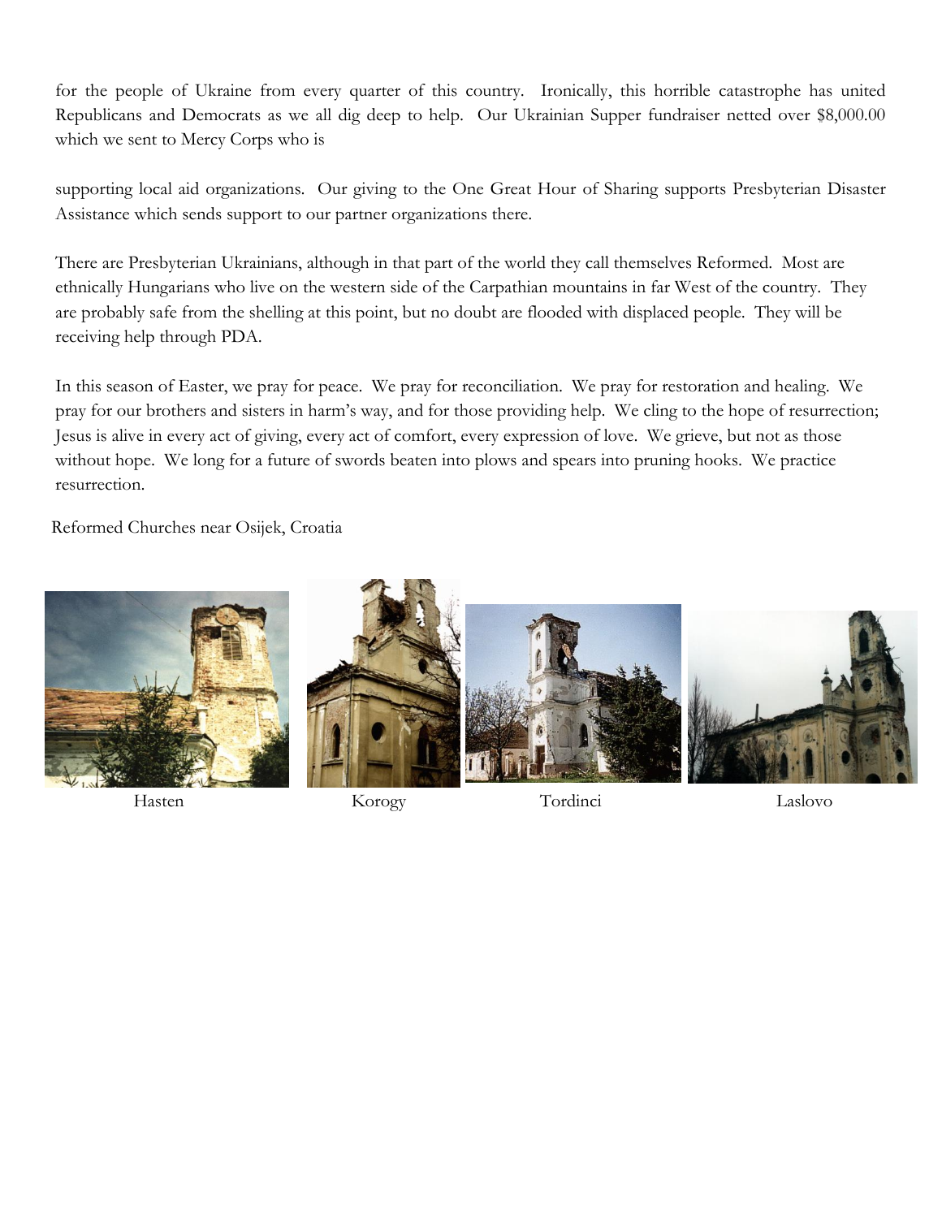for the people of Ukraine from every quarter of this country. Ironically, this horrible catastrophe has united Republicans and Democrats as we all dig deep to help. Our Ukrainian Supper fundraiser netted over $8,000.00 which we sent to Mercy Corps who is

supporting local aid organizations. Our giving to the One Great Hour of Sharing supports Presbyterian Disaster Assistance which sends support to our partner organizations there.

There are Presbyterian Ukrainians, although in that part of the world they call themselves Reformed. Most are ethnically Hungarians who live on the western side of the Carpathian mountains in far West of the country. They are probably safe from the shelling at this point, but no doubt are flooded with displaced people. They will be receiving help through PDA.

In this season of Easter, we pray for peace. We pray for reconciliation. We pray for restoration and healing. We pray for our brothers and sisters in harm's way, and for those providing help. We cling to the hope of resurrection; Jesus is alive in every act of giving, every act of comfort, every expression of love. We grieve, but not as those without hope. We long for a future of swords beaten into plows and spears into pruning hooks. We practice resurrection.

Reformed Churches near Osijek, Croatia

Hasten

Korogy

Tordinci

Laslovo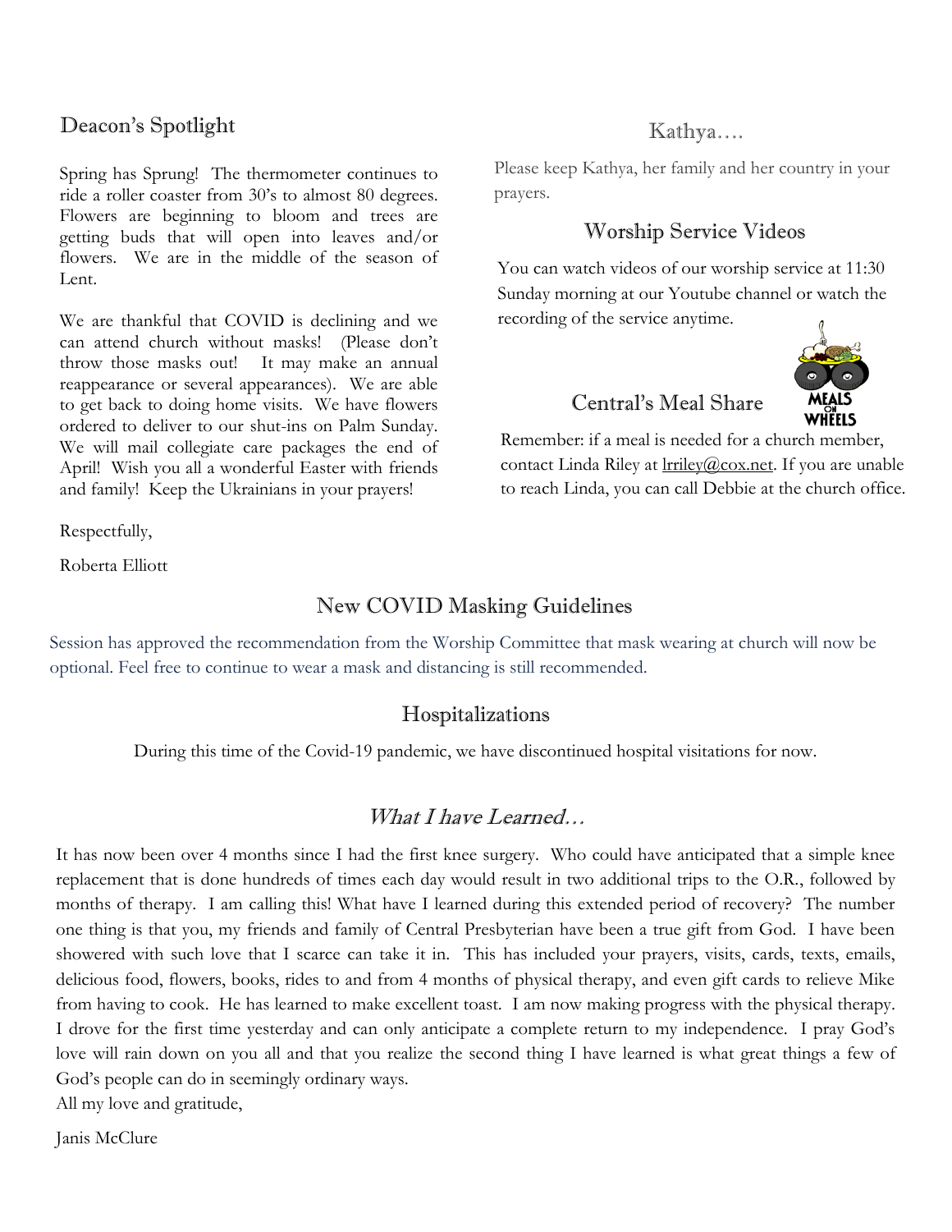## Deacon's Spotlight

Spring has Sprung! The thermometer continues to ride a roller coaster from 30's to almost 80 degrees. Flowers are beginning to bloom and trees are getting buds that will open into leaves and/or flowers. We are in the middle of the season of Lent.

We are thankful that COVID is declining and we can attend church without masks! (Please don't throw those masks out! It may make an annual reappearance or several appearances). We are able to get back to doing home visits. We have flowers ordered to deliver to our shut-ins on Palm Sunday. We will mail collegiate care packages the end of April! Wish you all a wonderful Easter with friends and family! Keep the Ukrainians in your prayers!

Respectfully,

Roberta Elliott

## Kathya….

Please keep Kathya, her family and her country in your prayers.

## Worship Service Videos

You can watch videos of our worship service at 11:30 Sunday morning at our Youtube channel or watch the recording of the service anytime.

## Central's Meal Share

Remember: if a meal is needed for a church member, contact Linda Riley at lrriley@cox.net. If you are unable to reach Linda, you can call Debbie at the church office.

## New COVID Masking Guidelines

Session has approved the recommendation from the Worship Committee that mask wearing at church will now be optional. Feel free to continue to wear a mask and distancing is still recommended.

## Hospitalizations

During this time of the Covid-19 pandemic, we have discontinued hospital visitations for now.

## *What I have Learned…*

It has now been over 4 months since I had the first knee surgery. Who could have anticipated that a simple knee replacement that is done hundreds of times each day would result in two additional trips to the O.R., followed by months of therapy. I am calling this! What have I learned during this extended period of recovery? The number one thing is that you, my friends and family of Central Presbyterian have been a true gift from God. I have been showered with such love that I scarce can take it in. This has included your prayers, visits, cards, texts, emails, delicious food, flowers, books, rides to and from 4 months of physical therapy, and even gift cards to relieve Mike from having to cook. He has learned to make excellent toast. I am now making progress with the physical therapy. I drove for the first time yesterday and can only anticipate a complete return to my independence. I pray God's love will rain down on you all and that you realize the second thing I have learned is what great things a few of God's people can do in seemingly ordinary ways.

All my love and gratitude,

Janis McClure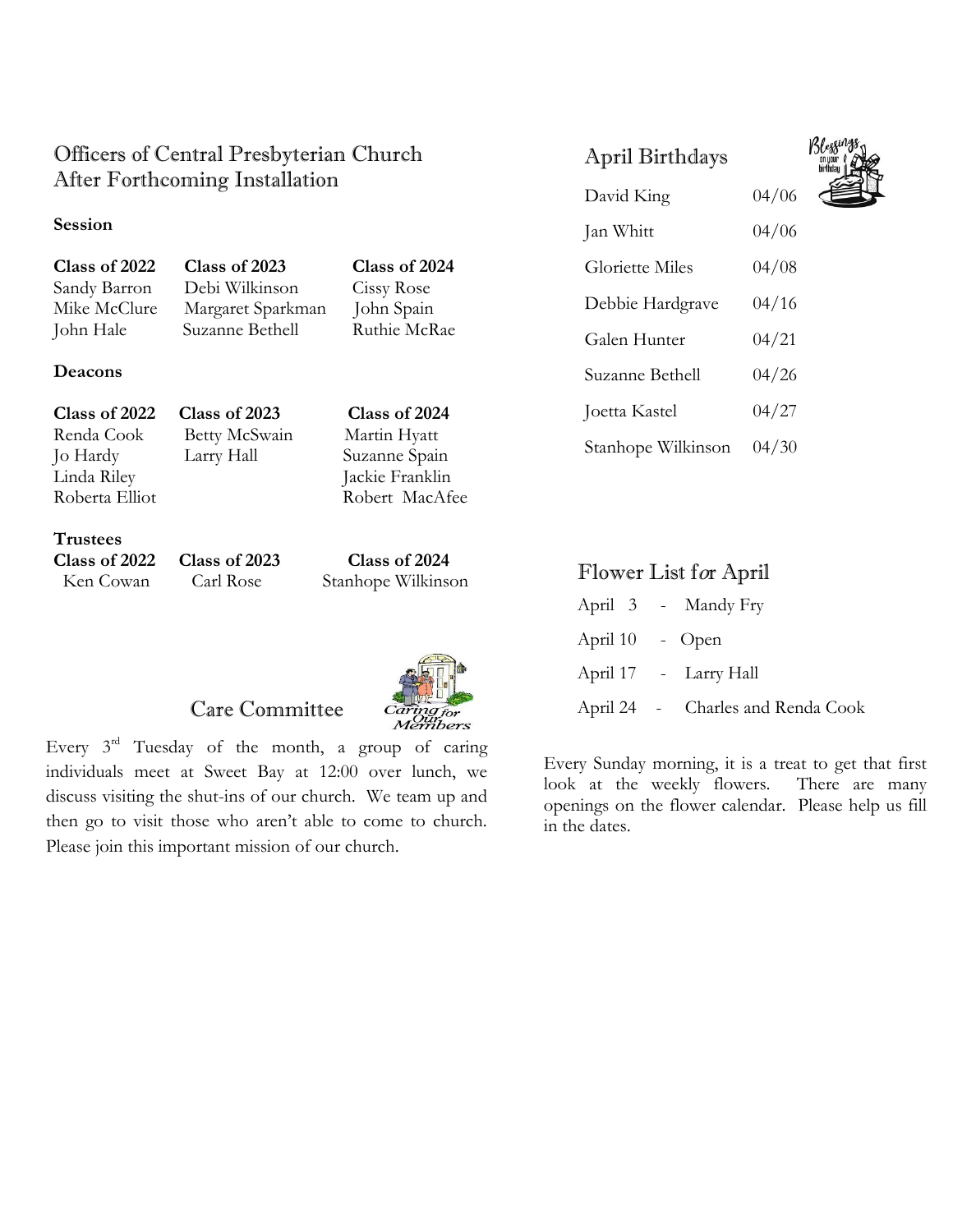## Officers of Central Presbyterian Church After Forthcoming Installation

**Session**

| Class of 2022 | Class of 2023 | Class of 2024 |
|---|---|---|
| Sandy Barron | Debi Wilkinson | Cissy Rose |
| Mike McClure | Margaret Sparkman | John Spain |
| John Hale | Suzanne Bethell | Ruthie McRae |

**Deacons**

| Class of 2022 | Class of 2023 | Class of 2024 |
|---|---|---|
| Renda Cook | Betty McSwain | Martin Hyatt |
| Jo Hardy | Larry Hall | Suzanne Spain |
| Linda Riley | | Jackie Franklin |
| Roberta Elliot | | Robert MacAfee |

**Trustees**

| Class of 2022 | Class of 2023 | Class of 2024 |
|---|---|---|
| Ken Cowan | Carl Rose | Stanhope Wilkinson |

## Care Committee

Every 3rd Tuesday of the month, a group of caring individuals meet at Sweet Bay at 12:00 over lunch, we discuss visiting the shut-ins of our church. We team up and then go to visit those who aren't able to come to church. Please join this important mission of our church.

## April Birthdays

| | |
|---|---|
| David King | 04/06 |
| Jan Whitt | 04/06 |
| Gloriette Miles | 04/08 |
| Debbie Hardgrave | 04/16 |
| Galen Hunter | 04/21 |
| Suzanne Bethell | 04/26 |
| Joetta Kastel | 04/27 |
| Stanhope Wilkinson | 04/30 |

## Flower List for April

- April 3 - Mandy Fry
- April 10 - Open
- April 17 - Larry Hall
- April 24 - Charles and Renda Cook

Every Sunday morning, it is a treat to get that first look at the weekly flowers. There are many openings on the flower calendar. Please help us fill in the dates.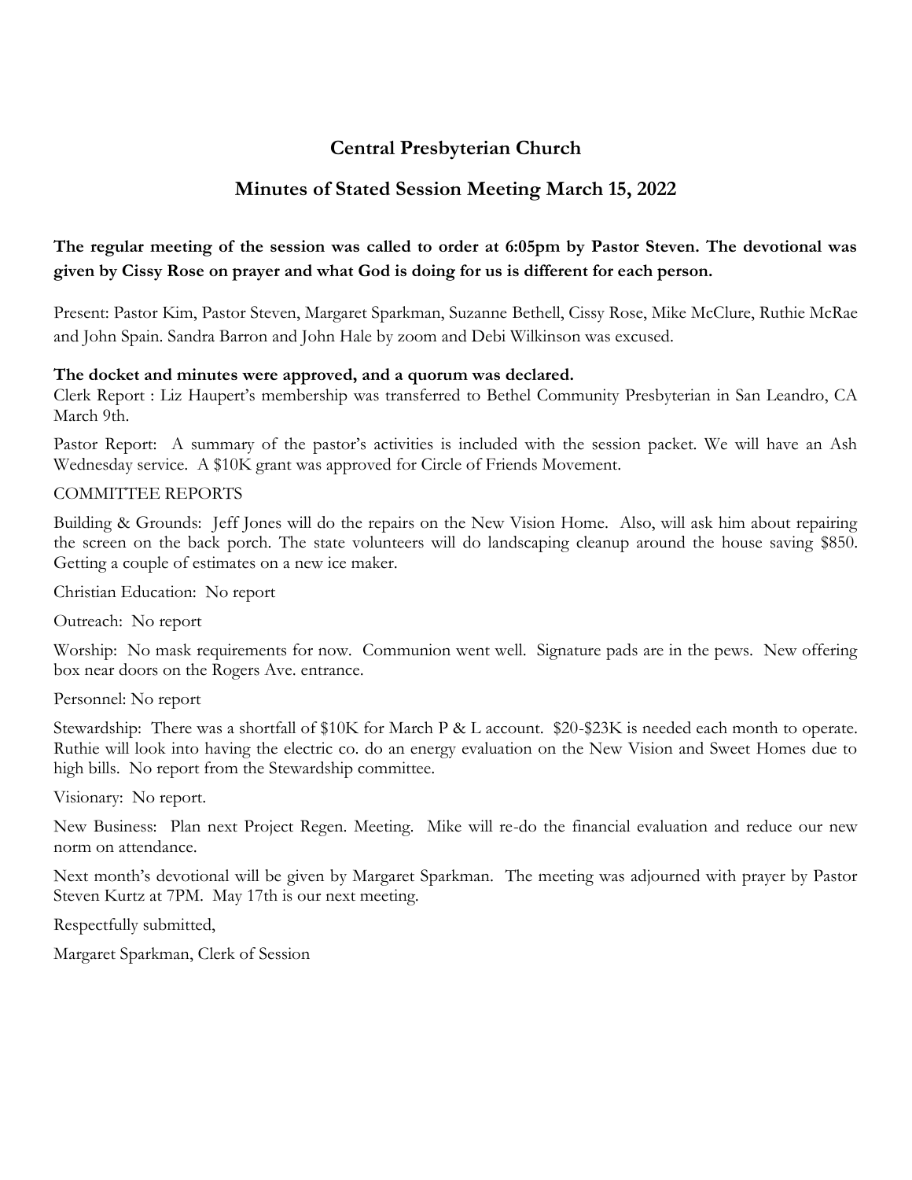# Central Presbyterian Church

## Minutes of Stated Session Meeting March 15, 2022

**The regular meeting of the session was called to order at 6:05pm by Pastor Steven. The devotional was given by Cissy Rose on prayer and what God is doing for us is different for each person.**

Present: Pastor Kim, Pastor Steven, Margaret Sparkman, Suzanne Bethell, Cissy Rose, Mike McClure, Ruthie McRae and John Spain. Sandra Barron and John Hale by zoom and Debi Wilkinson was excused.

**The docket and minutes were approved, and a quorum was declared.**

Clerk Report : Liz Haupert's membership was transferred to Bethel Community Presbyterian in San Leandro, CA March 9th.

Pastor Report: A summary of the pastor's activities is included with the session packet. We will have an Ash Wednesday service. A $10K grant was approved for Circle of Friends Movement.

COMMITTEE REPORTS

Building & Grounds: Jeff Jones will do the repairs on the New Vision Home. Also, will ask him about repairing the screen on the back porch. The state volunteers will do landscaping cleanup around the house saving $850. Getting a couple of estimates on a new ice maker.

Christian Education: No report

Outreach: No report

Worship: No mask requirements for now. Communion went well. Signature pads are in the pews. New offering box near doors on the Rogers Ave. entrance.

Personnel: No report

Stewardship: There was a shortfall of $10K for March P & L account. $20-$23K is needed each month to operate. Ruthie will look into having the electric co. do an energy evaluation on the New Vision and Sweet Homes due to high bills. No report from the Stewardship committee.

Visionary: No report.

New Business: Plan next Project Regen. Meeting. Mike will re-do the financial evaluation and reduce our new norm on attendance.

Next month's devotional will be given by Margaret Sparkman. The meeting was adjourned with prayer by Pastor Steven Kurtz at 7PM. May 17th is our next meeting.

Respectfully submitted,

Margaret Sparkman, Clerk of Session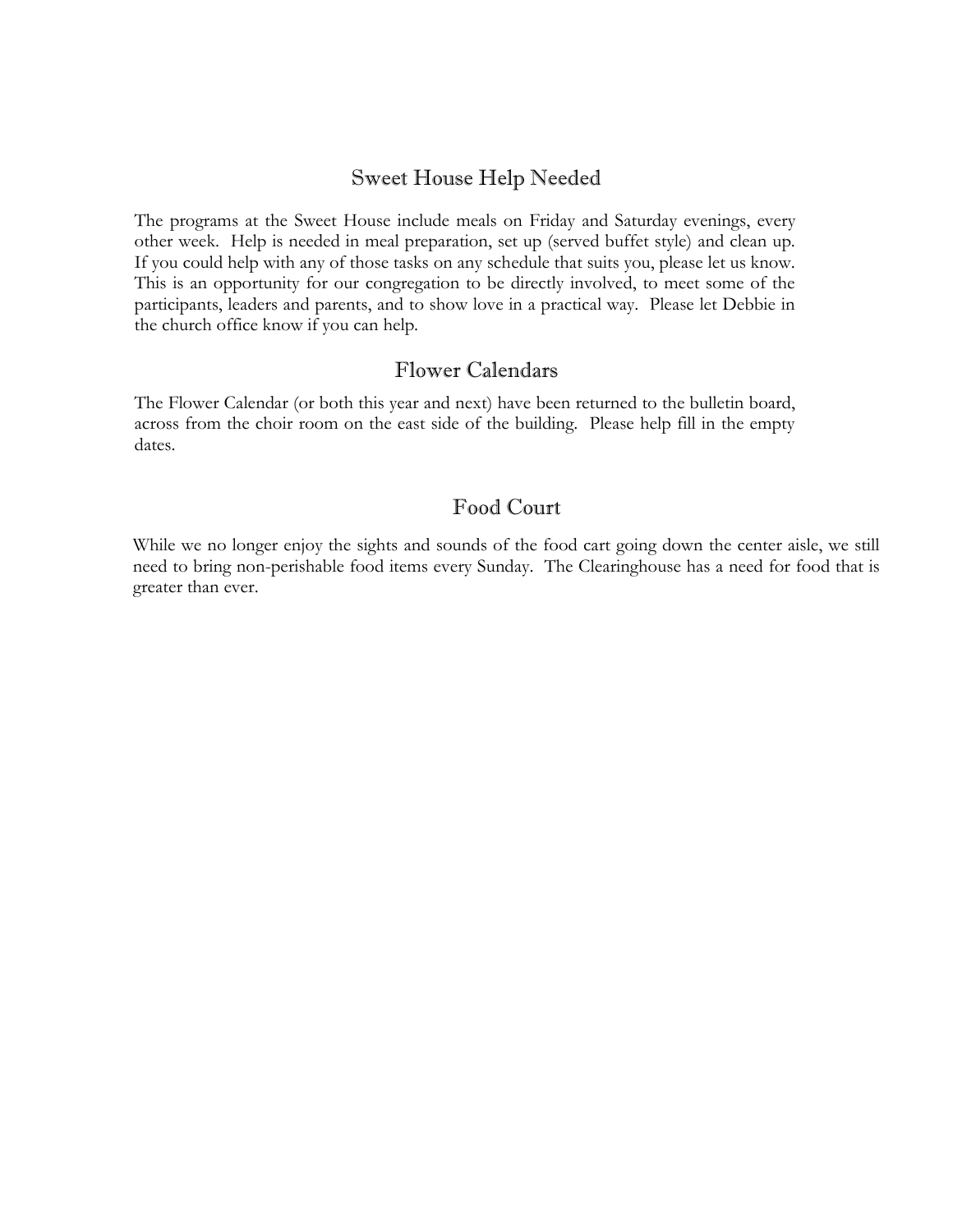## Sweet House Help Needed

The programs at the Sweet House include meals on Friday and Saturday evenings, every other week. Help is needed in meal preparation, set up (served buffet style) and clean up. If you could help with any of those tasks on any schedule that suits you, please let us know. This is an opportunity for our congregation to be directly involved, to meet some of the participants, leaders and parents, and to show love in a practical way. Please let Debbie in the church office know if you can help.

## Flower Calendars

The Flower Calendar (or both this year and next) have been returned to the bulletin board, across from the choir room on the east side of the building. Please help fill in the empty dates.

## Food Court

While we no longer enjoy the sights and sounds of the food cart going down the center aisle, we still need to bring non-perishable food items every Sunday. The Clearinghouse has a need for food that is greater than ever.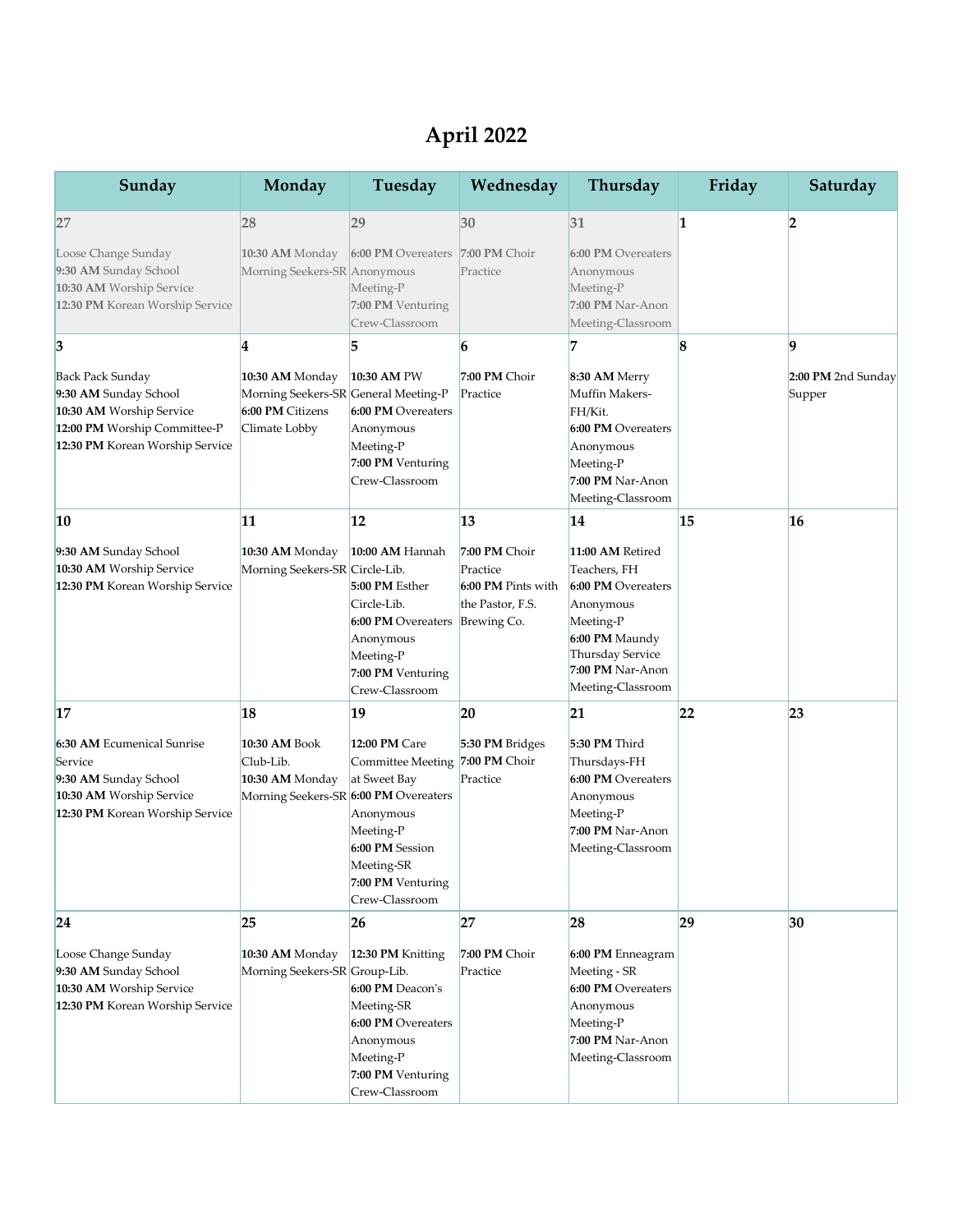# April 2022

| Sunday | Monday | Tuesday | Wednesday | Thursday | Friday | Saturday |
|---|---|---|---|---|---|---|
| 27<br><br>Loose Change Sunday<br>**9:30 AM** Sunday School<br>**10:30 AM** Worship Service<br>**12:30 PM** Korean Worship Service | 28<br><br>**10:30 AM** Monday Morning Seekers-SR | 29<br><br>**6:00 PM** Overeaters Anonymous Meeting-P<br>**7:00 PM** Venturing Crew-Classroom | 30<br><br>**7:00 PM** Choir Practice | 31<br><br>**6:00 PM** Overeaters Anonymous Meeting-P<br>**7:00 PM** Nar-Anon Meeting-Classroom | 1 | 2 |
| 3<br><br>Back Pack Sunday<br>**9:30 AM** Sunday School<br>**10:30 AM** Worship Service<br>**12:00 PM** Worship Committee-P<br>**12:30 PM** Korean Worship Service | 4<br><br>**10:30 AM** Monday Morning Seekers-SR<br>**6:00 PM** Citizens Climate Lobby | 5<br><br>**10:30 AM** PW General Meeting-P<br>**6:00 PM** Overeaters Anonymous Meeting-P<br>**7:00 PM** Venturing Crew-Classroom | 6<br><br>**7:00 PM** Choir Practice | 7<br><br>**8:30 AM** Merry Muffin Makers-FH/Kit.<br>**6:00 PM** Overeaters Anonymous Meeting-P<br>**7:00 PM** Nar-Anon Meeting-Classroom | 8 | 9<br><br>**2:00 PM** 2nd Sunday Supper |
| 10<br><br>**9:30 AM** Sunday School<br>**10:30 AM** Worship Service<br>**12:30 PM** Korean Worship Service | 11<br><br>**10:30 AM** Monday Morning Seekers-SR | 12<br><br>**10:00 AM** Hannah Circle-Lib.<br>**5:00 PM** Esther Circle-Lib.<br>**6:00 PM** Overeaters Anonymous Meeting-P<br>**7:00 PM** Venturing Crew-Classroom | 13<br><br>**7:00 PM** Choir Practice<br>**6:00 PM** Pints with the Pastor, F.S. Brewing Co. | 14<br><br>**11:00 AM** Retired Teachers, FH<br>**6:00 PM** Overeaters Anonymous Meeting-P<br>**6:00 PM** Maundy Thursday Service<br>**7:00 PM** Nar-Anon Meeting-Classroom | 15 | 16 |
| 17<br><br>**6:30 AM** Ecumenical Sunrise Service<br>**9:30 AM** Sunday School<br>**10:30 AM** Worship Service<br>**12:30 PM** Korean Worship Service | 18<br><br>**10:30 AM** Book Club-Lib.<br>**10:30 AM** Monday Morning Seekers-SR | 19<br><br>**12:00 PM** Care Committee Meeting at Sweet Bay<br>**6:00 PM** Overeaters Anonymous Meeting-P<br>**6:00 PM** Session Meeting-SR<br>**7:00 PM** Venturing Crew-Classroom | 20<br><br>**5:30 PM** Bridges<br>**7:00 PM** Choir Practice | 21<br><br>**5:30 PM** Third Thursdays-FH<br>**6:00 PM** Overeaters Anonymous Meeting-P<br>**7:00 PM** Nar-Anon Meeting-Classroom | 22 | 23 |
| 24<br><br>Loose Change Sunday<br>**9:30 AM** Sunday School<br>**10:30 AM** Worship Service<br>**12:30 PM** Korean Worship Service | 25<br><br>**10:30 AM** Monday Morning Seekers-SR | 26<br><br>**12:30 PM** Knitting Group-Lib.<br>**6:00 PM** Deacon's Meeting-SR<br>**6:00 PM** Overeaters Anonymous Meeting-P<br>**7:00 PM** Venturing Crew-Classroom | 27<br><br>**7:00 PM** Choir Practice | 28<br><br>**6:00 PM** Enneagram Meeting - SR<br>**6:00 PM** Overeaters Anonymous Meeting-P<br>**7:00 PM** Nar-Anon Meeting-Classroom | 29 | 30 |